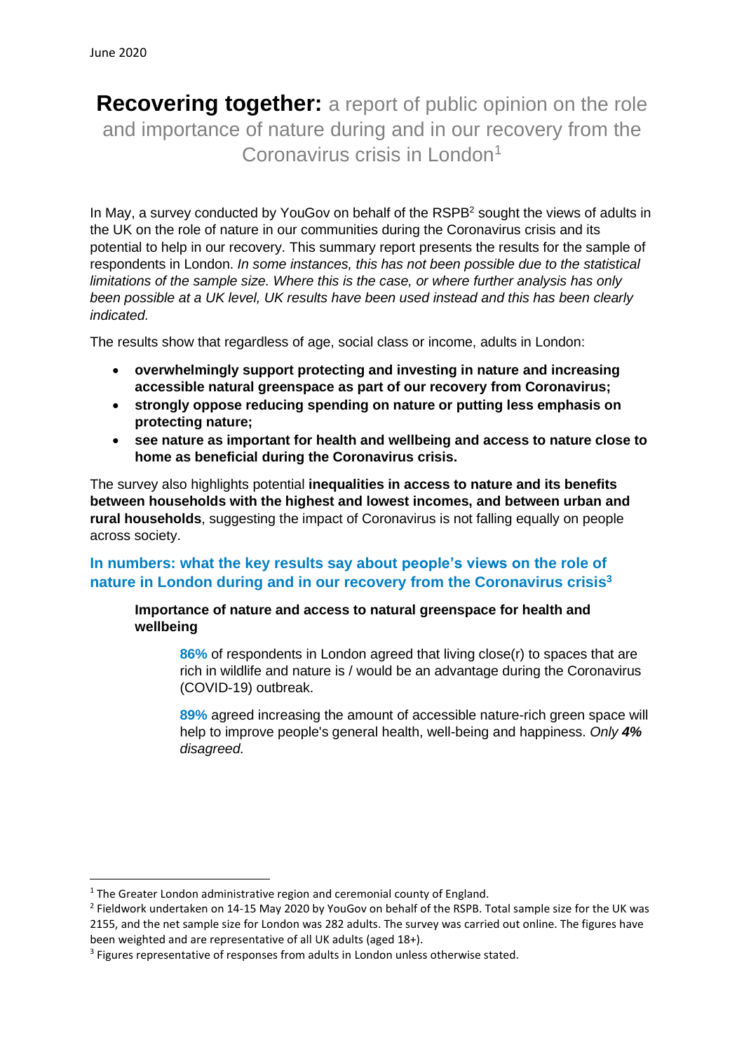June 2020

# **Recovering together:** a report of public opinion on the role and importance of nature during and in our recovery from the Coronavirus crisis in London[1]

In May, a survey conducted by YouGov on behalf of the RSPB[2] sought the views of adults in the UK on the role of nature in our communities during the Coronavirus crisis and its potential to help in our recovery. This summary report presents the results for the sample of respondents in London. *In some instances, this has not been possible due to the statistical limitations of the sample size. Where this is the case, or where further analysis has only been possible at a UK level, UK results have been used instead and this has been clearly indicated.*

The results show that regardless of age, social class or income, adults in London:

- **overwhelmingly support protecting and investing in nature and increasing accessible natural greenspace as part of our recovery from Coronavirus;**
- **strongly oppose reducing spending on nature or putting less emphasis on protecting nature;**
- **see nature as important for health and wellbeing and access to nature close to home as beneficial during the Coronavirus crisis.**

The survey also highlights potential **inequalities in access to nature and its benefits between households with the highest and lowest incomes, and between urban and rural households**, suggesting the impact of Coronavirus is not falling equally on people across society.

## In numbers: what the key results say about people's views on the role of nature in London during and in our recovery from the Coronavirus crisis[3]

### Importance of nature and access to natural greenspace for health and wellbeing

**86%** of respondents in London agreed that living close(r) to spaces that are rich in wildlife and nature is / would be an advantage during the Coronavirus (COVID-19) outbreak.

**89%** agreed increasing the amount of accessible nature-rich green space will help to improve people's general health, well-being and happiness. *Only **4%** disagreed.*

---

[1] The Greater London administrative region and ceremonial county of England.

[2] Fieldwork undertaken on 14-15 May 2020 by YouGov on behalf of the RSPB. Total sample size for the UK was 2155, and the net sample size for London was 282 adults. The survey was carried out online. The figures have been weighted and are representative of all UK adults (aged 18+).

[3] Figures representative of responses from adults in London unless otherwise stated.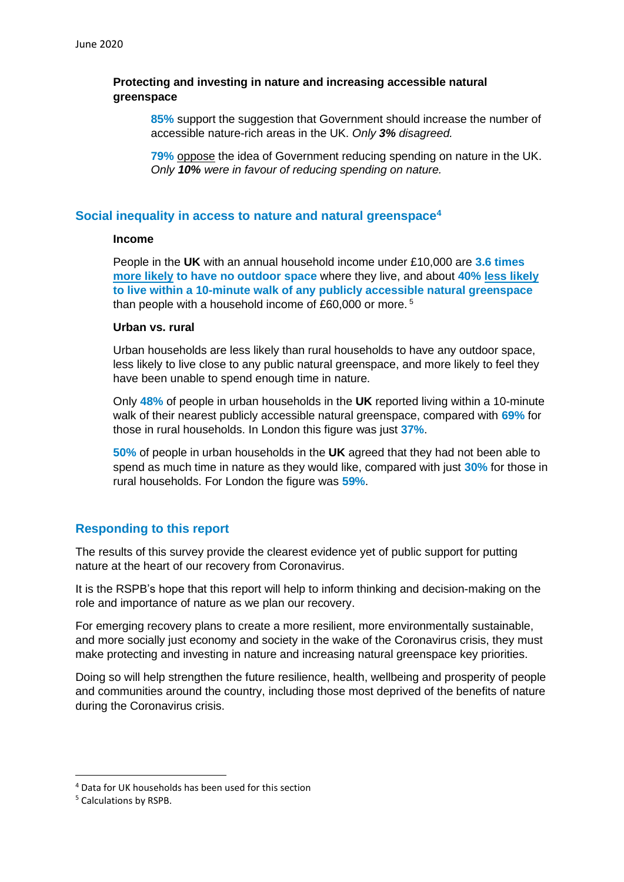### Protecting and investing in nature and increasing accessible natural greenspace

**85%** support the suggestion that Government should increase the number of accessible nature-rich areas in the UK. *Only **3%** disagreed.*

**79%** oppose the idea of Government reducing spending on nature in the UK. *Only **10%** were in favour of reducing spending on nature.*

## Social inequality in access to nature and natural greenspace[4]

### Income

People in the **UK** with an annual household income under £10,000 are **3.6 times more likely to have no outdoor space** where they live, and about **40% less likely to live within a 10-minute walk of any publicly accessible natural greenspace** than people with a household income of £60,000 or more.[5]

### Urban vs. rural

Urban households are less likely than rural households to have any outdoor space, less likely to live close to any public natural greenspace, and more likely to feel they have been unable to spend enough time in nature.

Only **48%** of people in urban households in the **UK** reported living within a 10-minute walk of their nearest publicly accessible natural greenspace, compared with **69%** for those in rural households. In London this figure was just **37%**.

**50%** of people in urban households in the **UK** agreed that they had not been able to spend as much time in nature as they would like, compared with just **30%** for those in rural households. For London the figure was **59%**.

## Responding to this report

The results of this survey provide the clearest evidence yet of public support for putting nature at the heart of our recovery from Coronavirus.

It is the RSPB's hope that this report will help to inform thinking and decision-making on the role and importance of nature as we plan our recovery.

For emerging recovery plans to create a more resilient, more environmentally sustainable, and more socially just economy and society in the wake of the Coronavirus crisis, they must make protecting and investing in nature and increasing natural greenspace key priorities.

Doing so will help strengthen the future resilience, health, wellbeing and prosperity of people and communities around the country, including those most deprived of the benefits of nature during the Coronavirus crisis.

---

[4] Data for UK households has been used for this section

[5] Calculations by RSPB.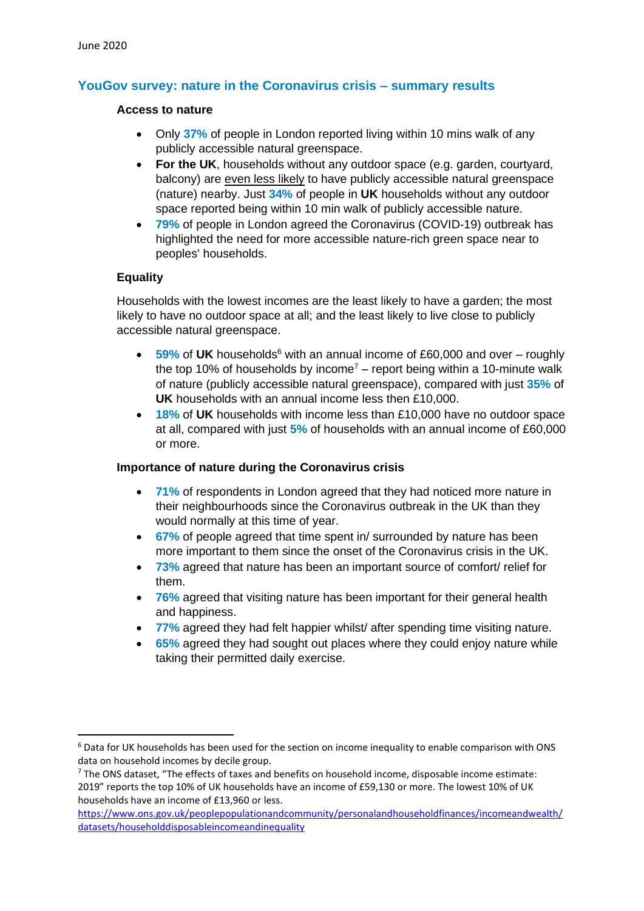June 2020

## YouGov survey: nature in the Coronavirus crisis – summary results

### Access to nature

- Only **37%** of people in London reported living within 10 mins walk of any publicly accessible natural greenspace.
- **For the UK**, households without any outdoor space (e.g. garden, courtyard, balcony) are even less likely to have publicly accessible natural greenspace (nature) nearby. Just **34%** of people in **UK** households without any outdoor space reported being within 10 min walk of publicly accessible nature.
- **79%** of people in London agreed the Coronavirus (COVID-19) outbreak has highlighted the need for more accessible nature-rich green space near to peoples' households.

### Equality

Households with the lowest incomes are the least likely to have a garden; the most likely to have no outdoor space at all; and the least likely to live close to publicly accessible natural greenspace.

- **59%** of **UK** households[6] with an annual income of £60,000 and over – roughly the top 10% of households by income[7] – report being within a 10-minute walk of nature (publicly accessible natural greenspace), compared with just **35%** of **UK** households with an annual income less then £10,000.
- **18%** of **UK** households with income less than £10,000 have no outdoor space at all, compared with just **5%** of households with an annual income of £60,000 or more.

### Importance of nature during the Coronavirus crisis

- **71%** of respondents in London agreed that they had noticed more nature in their neighbourhoods since the Coronavirus outbreak in the UK than they would normally at this time of year.
- **67%** of people agreed that time spent in/ surrounded by nature has been more important to them since the onset of the Coronavirus crisis in the UK.
- **73%** agreed that nature has been an important source of comfort/ relief for them.
- **76%** agreed that visiting nature has been important for their general health and happiness.
- **77%** agreed they had felt happier whilst/ after spending time visiting nature.
- **65%** agreed they had sought out places where they could enjoy nature while taking their permitted daily exercise.

---

[6] Data for UK households has been used for the section on income inequality to enable comparison with ONS data on household incomes by decile group.

[7] The ONS dataset, "The effects of taxes and benefits on household income, disposable income estimate: 2019" reports the top 10% of UK households have an income of £59,130 or more. The lowest 10% of UK households have an income of £13,960 or less. https://www.ons.gov.uk/peoplepopulationandcommunity/personalandhouseholdfinances/incomeandwealth/datasets/householddisposableincomeandinequality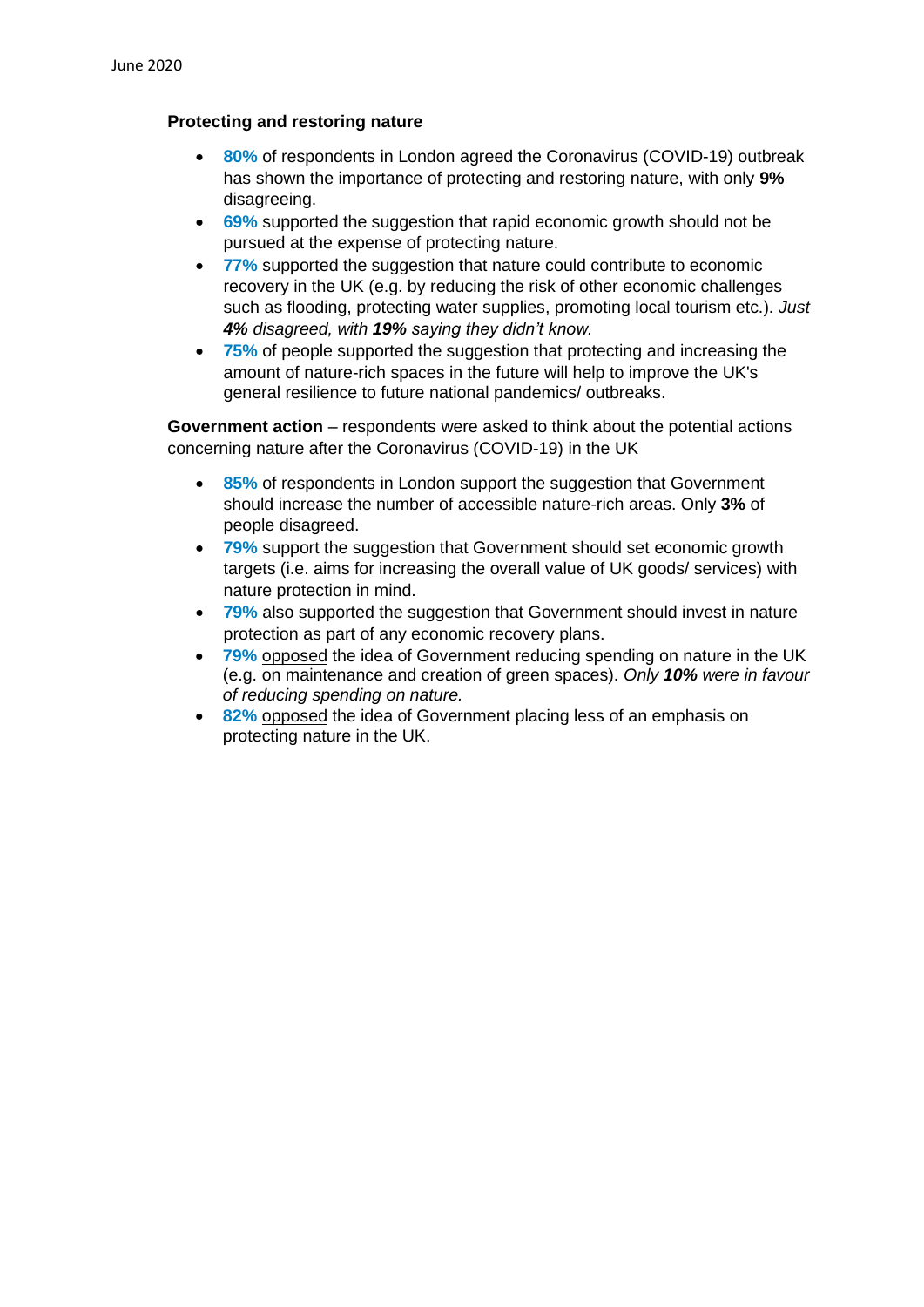**Protecting and restoring nature**

- **80%** of respondents in London agreed the Coronavirus (COVID-19) outbreak has shown the importance of protecting and restoring nature, with only **9%** disagreeing.
- **69%** supported the suggestion that rapid economic growth should not be pursued at the expense of protecting nature.
- **77%** supported the suggestion that nature could contribute to economic recovery in the UK (e.g. by reducing the risk of other economic challenges such as flooding, protecting water supplies, promoting local tourism etc.). *Just **4%** disagreed, with **19%** saying they didn't know.*
- **75%** of people supported the suggestion that protecting and increasing the amount of nature-rich spaces in the future will help to improve the UK's general resilience to future national pandemics/ outbreaks.

**Government action** – respondents were asked to think about the potential actions concerning nature after the Coronavirus (COVID-19) in the UK

- **85%** of respondents in London support the suggestion that Government should increase the number of accessible nature-rich areas. Only **3%** of people disagreed.
- **79%** support the suggestion that Government should set economic growth targets (i.e. aims for increasing the overall value of UK goods/ services) with nature protection in mind.
- **79%** also supported the suggestion that Government should invest in nature protection as part of any economic recovery plans.
- **79%** <u>opposed</u> the idea of Government reducing spending on nature in the UK (e.g. on maintenance and creation of green spaces). *Only **10%** were in favour of reducing spending on nature.*
- **82%** <u>opposed</u> the idea of Government placing less of an emphasis on protecting nature in the UK.